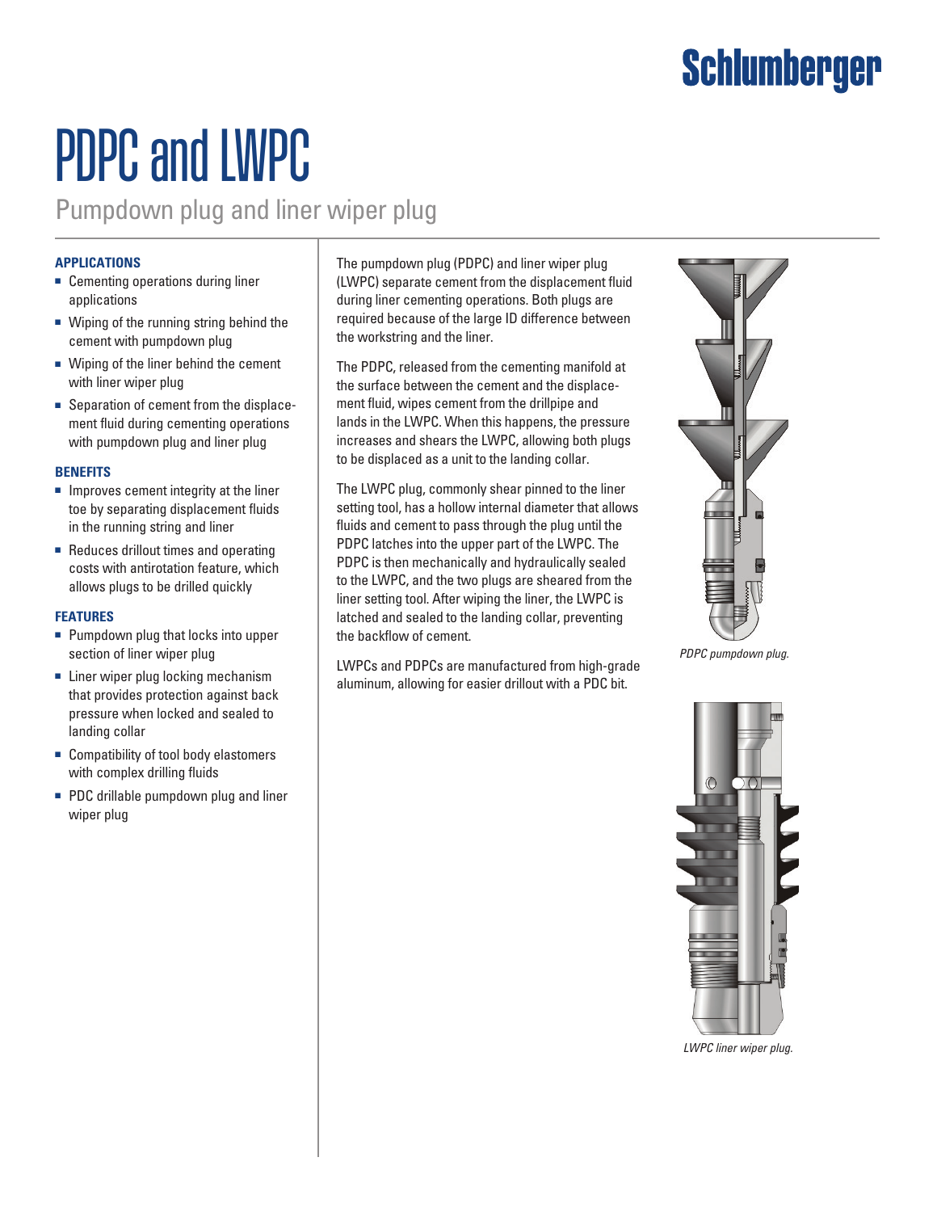# PDPC and LWPC

## Pumpdown plug and liner wiper plug

### APPLICATIONS

- Cementing operations during liner applications
- Wiping of the running string behind the cement with pumpdown plug
- Wiping of the liner behind the cement with liner wiper plug
- Separation of cement from the displacement fluid during cementing operations with pumpdown plug and liner plug

### BENEFITS

- Improves cement integrity at the liner toe by separating displacement fluids in the running string and liner
- Reduces drillout times and operating costs with antirotation feature, which allows plugs to be drilled quickly

### FEATURES

- Pumpdown plug that locks into upper section of liner wiper plug
- Liner wiper plug locking mechanism that provides protection against back pressure when locked and sealed to landing collar
- Compatibility of tool body elastomers with complex drilling fluids
- PDC drillable pumpdown plug and liner wiper plug

The pumpdown plug (PDPC) and liner wiper plug (LWPC) separate cement from the displacement fluid during liner cementing operations. Both plugs are required because of the large ID difference between the workstring and the liner.

The PDPC, released from the cementing manifold at the surface between the cement and the displacement fluid, wipes cement from the drillpipe and lands in the LWPC. When this happens, the pressure increases and shears the LWPC, allowing both plugs to be displaced as a unit to the landing collar.

The LWPC plug, commonly shear pinned to the liner setting tool, has a hollow internal diameter that allows fluids and cement to pass through the plug until the PDPC latches into the upper part of the LWPC. The PDPC is then mechanically and hydraulically sealed to the LWPC, and the two plugs are sheared from the liner setting tool. After wiping the liner, the LWPC is latched and sealed to the landing collar, preventing the backflow of cement.

LWPCs and PDPCs are manufactured from high-grade aluminum, allowing for easier drillout with a PDC bit.

*PDPC pumpdown plug.*

*LWPC liner wiper plug.*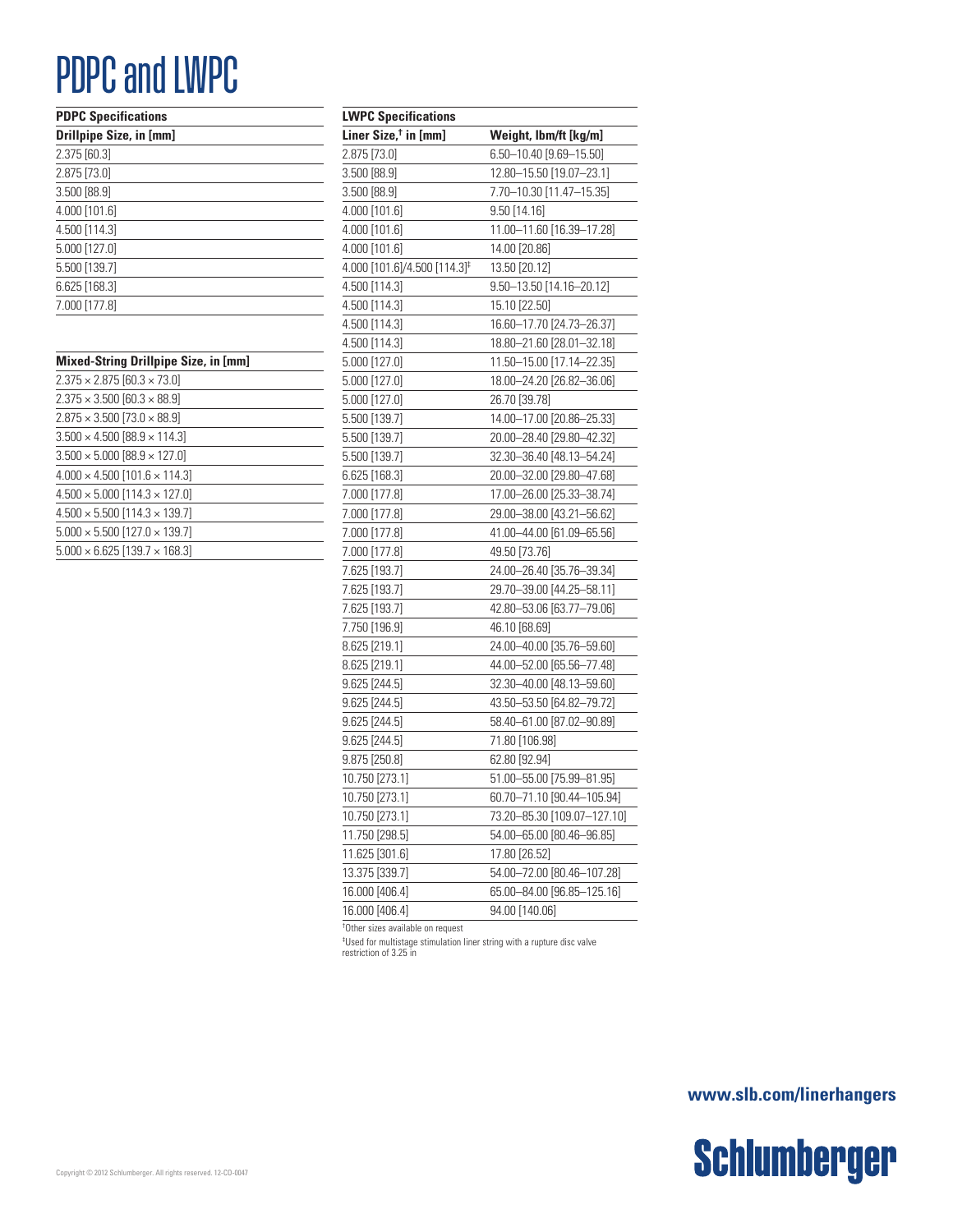# PDPC and LWPC

| PDPC Specifications |
| --- |
| **Drillpipe Size, in [mm]** |
| 2.375 [60.3] |
| 2.875 [73.0] |
| 3.500 [88.9] |
| 4.000 [101.6] |
| 4.500 [114.3] |
| 5.000 [127.0] |
| 5.500 [139.7] |
| 6.625 [168.3] |
| 7.000 [177.8] |

| Mixed-String Drillpipe Size, in [mm] |
| --- |
| 2.375 × 2.875 [60.3 × 73.0] |
| 2.375 × 3.500 [60.3 × 88.9] |
| 2.875 × 3.500 [73.0 × 88.9] |
| 3.500 × 4.500 [88.9 × 114.3] |
| 3.500 × 5.000 [88.9 × 127.0] |
| 4.000 × 4.500 [101.6 × 114.3] |
| 4.500 × 5.000 [114.3 × 127.0] |
| 4.500 × 5.500 [114.3 × 139.7] |
| 5.000 × 5.500 [127.0 × 139.7] |
| 5.000 × 6.625 [139.7 × 168.3] |

| LWPC Specifications | |
| --- | --- |
| **Liner Size,† in [mm]** | **Weight, lbm/ft [kg/m]** |
| 2.875 [73.0] | 6.50–10.40 [9.69–15.50] |
| 3.500 [88.9] | 12.80–15.50 [19.07–23.1] |
| 3.500 [88.9] | 7.70–10.30 [11.47–15.35] |
| 4.000 [101.6] | 9.50 [14.16] |
| 4.000 [101.6] | 11.00–11.60 [16.39–17.28] |
| 4.000 [101.6] | 14.00 [20.86] |
| 4.000 [101.6]/4.500 [114.3]‡ | 13.50 [20.12] |
| 4.500 [114.3] | 9.50–13.50 [14.16–20.12] |
| 4.500 [114.3] | 15.10 [22.50] |
| 4.500 [114.3] | 16.60–17.70 [24.73–26.37] |
| 4.500 [114.3] | 18.80–21.60 [28.01–32.18] |
| 5.000 [127.0] | 11.50–15.00 [17.14–22.35] |
| 5.000 [127.0] | 18.00–24.20 [26.82–36.06] |
| 5.000 [127.0] | 26.70 [39.78] |
| 5.500 [139.7] | 14.00–17.00 [20.86–25.33] |
| 5.500 [139.7] | 20.00–28.40 [29.80–42.32] |
| 5.500 [139.7] | 32.30–36.40 [48.13–54.24] |
| 6.625 [168.3] | 20.00–32.00 [29.80–47.68] |
| 7.000 [177.8] | 17.00–26.00 [25.33–38.74] |
| 7.000 [177.8] | 29.00–38.00 [43.21–56.62] |
| 7.000 [177.8] | 41.00–44.00 [61.09–65.56] |
| 7.000 [177.8] | 49.50 [73.76] |
| 7.625 [193.7] | 24.00–26.40 [35.76–39.34] |
| 7.625 [193.7] | 29.70–39.00 [44.25–58.11] |
| 7.625 [193.7] | 42.80–53.06 [63.77–79.06] |
| 7.750 [196.9] | 46.10 [68.69] |
| 8.625 [219.1] | 24.00–40.00 [35.76–59.60] |
| 8.625 [219.1] | 44.00–52.00 [65.56–77.48] |
| 9.625 [244.5] | 32.30–40.00 [48.13–59.60] |
| 9.625 [244.5] | 43.50–53.50 [64.82–79.72] |
| 9.625 [244.5] | 58.40–61.00 [87.02–90.89] |
| 9.625 [244.5] | 71.80 [106.98] |
| 9.875 [250.8] | 62.80 [92.94] |
| 10.750 [273.1] | 51.00–55.00 [75.99–81.95] |
| 10.750 [273.1] | 60.70–71.10 [90.44–105.94] |
| 10.750 [273.1] | 73.20–85.30 [109.07–127.10] |
| 11.750 [298.5] | 54.00–65.00 [80.46–96.85] |
| 11.625 [301.6] | 17.80 [26.52] |
| 13.375 [339.7] | 54.00–72.00 [80.46–107.28] |
| 16.000 [406.4] | 65.00–84.00 [96.85–125.16] |
| 16.000 [406.4] | 94.00 [140.06] |

†Other sizes available on request

‡Used for multistage stimulation liner string with a rupture disc valve restriction of 3.25 in

**www.slb.com/linerhangers**

Schlumberger

Copyright © 2012 Schlumberger. All rights reserved. 12-CO-0047